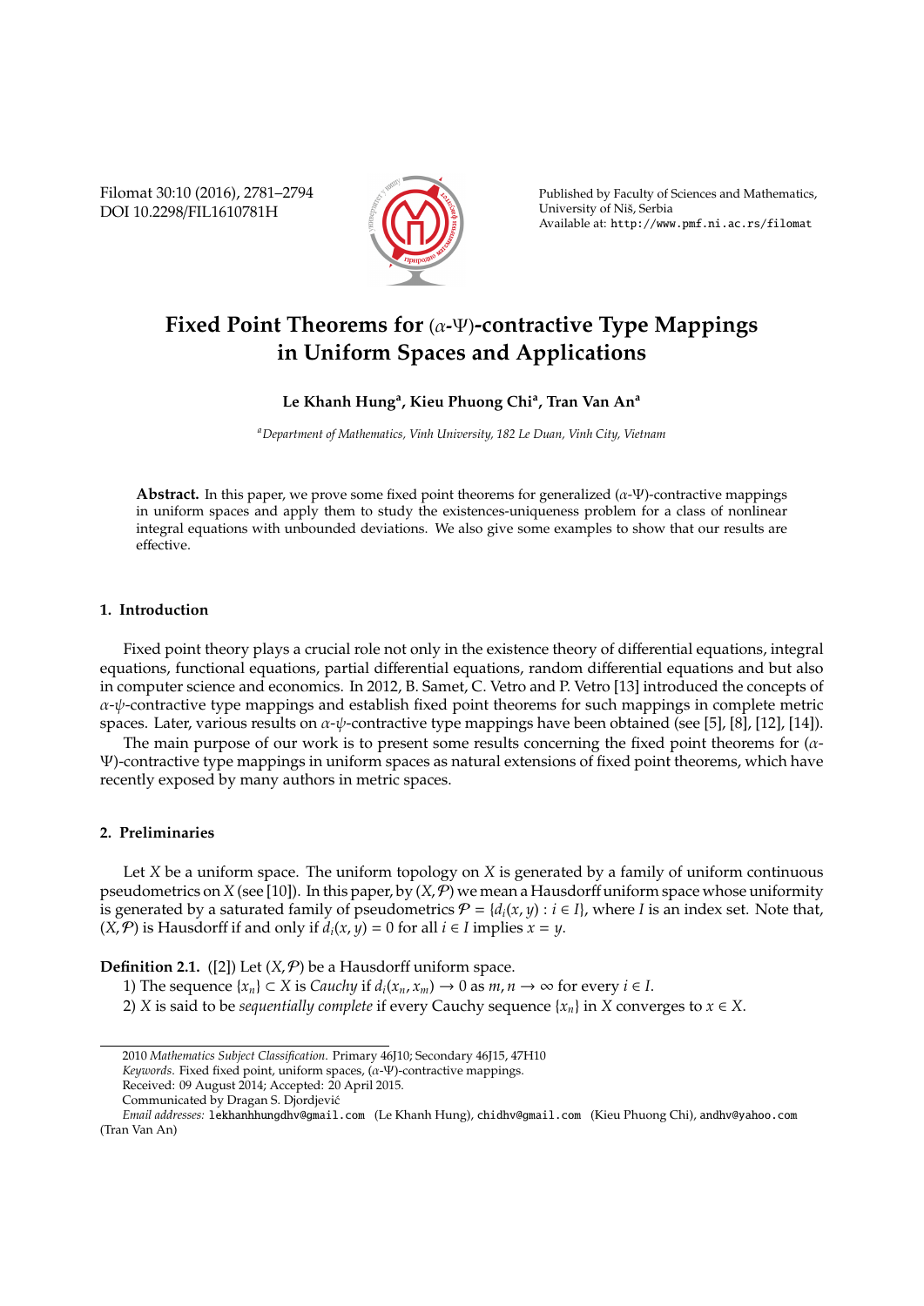# Fixed Point Theorems for ($\alpha$-$\Psi$)-contractive Type Mappings in Uniform Spaces and Applications

**Le Khanh Hung[a], Kieu Phuong Chi[a], Tran Van An[a]**

[a] *Department of Mathematics, Vinh University, 182 Le Duan, Vinh City, Vietnam*

**Abstract.** In this paper, we prove some fixed point theorems for generalized ($\alpha$-$\Psi$)-contractive mappings in uniform spaces and apply them to study the existences-uniqueness problem for a class of nonlinear integral equations with unbounded deviations. We also give some examples to show that our results are effective.

## 1. Introduction

Fixed point theory plays a crucial role not only in the existence theory of differential equations, integral equations, functional equations, partial differential equations, random differential equations and but also in computer science and economics. In 2012, B. Samet, C. Vetro and P. Vetro [13] introduced the concepts of $\alpha$-$\psi$-contractive type mappings and establish fixed point theorems for such mappings in complete metric spaces. Later, various results on $\alpha$-$\psi$-contractive type mappings have been obtained (see [5], [8], [12], [14]).

The main purpose of our work is to present some results concerning the fixed point theorems for ($\alpha$-$\Psi$)-contractive type mappings in uniform spaces as natural extensions of fixed point theorems, which have recently exposed by many authors in metric spaces.

## 2. Preliminaries

Let $X$ be a uniform space. The uniform topology on $X$ is generated by a family of uniform continuous pseudometrics on $X$ (see [10]). In this paper, by $(X, \mathcal{P})$ we mean a Hausdorff uniform space whose uniformity is generated by a saturated family of pseudometrics $\mathcal{P} = \{d_i(x, y) : i \in I\}$, where $I$ is an index set. Note that, $(X, \mathcal{P})$ is Hausdorff if and only if $d_i(x, y) = 0$ for all $i \in I$ implies $x = y$.

**Definition 2.1.** ([2]) Let $(X, \mathcal{P})$ be a Hausdorff uniform space.

1) The sequence $\{x_n\} \subset X$ is *Cauchy* if $d_i(x_n, x_m) \to 0$ as $m, n \to \infty$ for every $i \in I$.

2) $X$ is said to be *sequentially complete* if every Cauchy sequence $\{x_n\}$ in $X$ converges to $x \in X$.

---

2010 *Mathematics Subject Classification*. Primary 46J10; Secondary 46J15, 47H10

*Keywords*. Fixed fixed point, uniform spaces, ($\alpha$-$\Psi$)-contractive mappings.

Received: 09 August 2014; Accepted: 20 April 2015.

Communicated by Dragan S. Djordjević

*Email addresses:* lekhanhhungdhv@gmail.com (Le Khanh Hung), chidhv@gmail.com (Kieu Phuong Chi), andhv@yahoo.com (Tran Van An)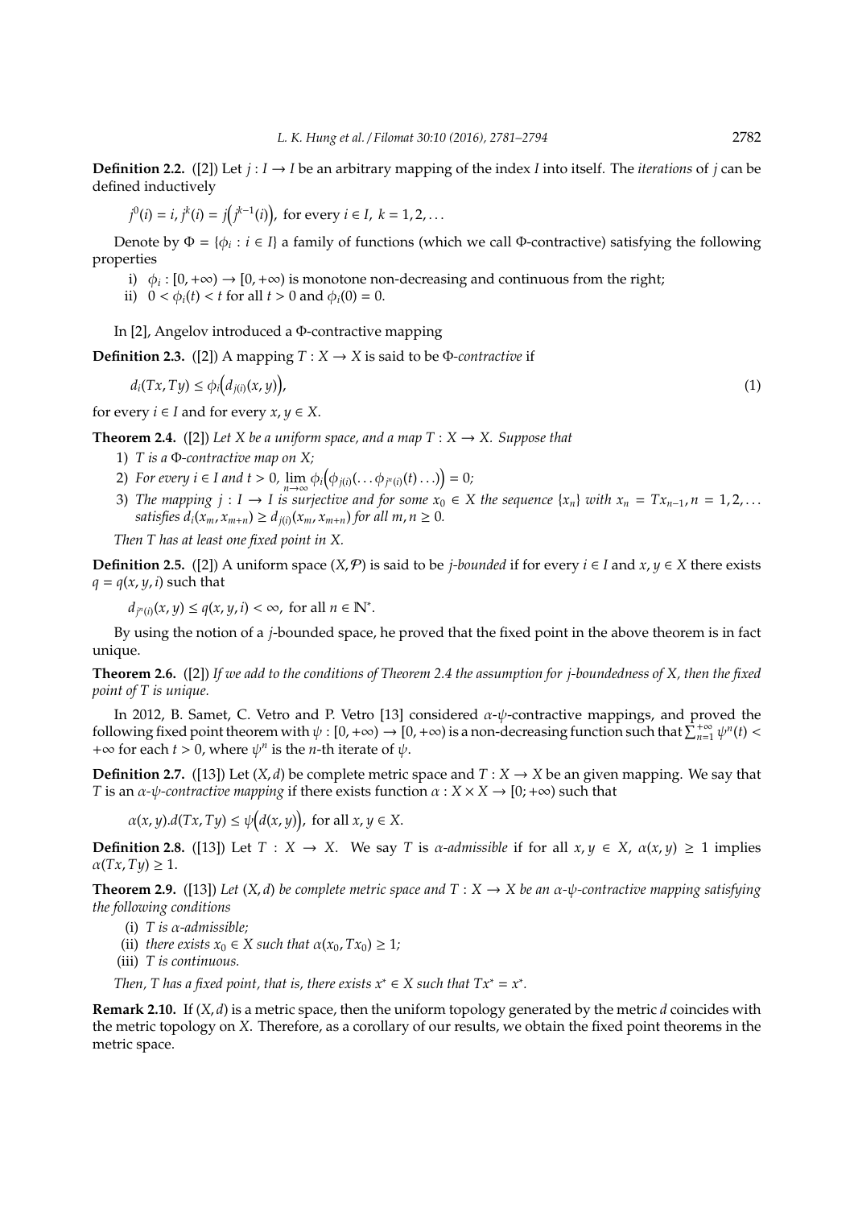**Definition 2.2.** ([2]) Let $j : I \to I$ be an arbitrary mapping of the index $I$ into itself. The *iterations* of $j$ can be defined inductively

$$j^0(i) = i, j^k(i) = j\Big(j^{k-1}(i)\Big), \text{ for every } i \in I, \ k = 1, 2, \ldots$$

Denote by $\Phi = \{\phi_i : i \in I\}$ a family of functions (which we call $\Phi$-contractive) satisfying the following properties

i) $\phi_i : [0, +\infty) \to [0, +\infty)$ is monotone non-decreasing and continuous from the right;

ii) $0 < \phi_i(t) < t$ for all $t > 0$ and $\phi_i(0) = 0$.

In [2], Angelov introduced a $\Phi$-contractive mapping

**Definition 2.3.** ([2]) A mapping $T : X \to X$ is said to be $\Phi$-*contractive* if

$$d_i(Tx, Ty) \le \phi_i\Big(d_{j(i)}(x, y)\Big), \tag{1}$$

for every $i \in I$ and for every $x, y \in X$.

**Theorem 2.4.** ([2]) *Let $X$ be a uniform space, and a map $T : X \to X$. Suppose that*

1) *$T$ is a $\Phi$-contractive map on $X$;*
2) *For every $i \in I$ and $t > 0$, $\lim\limits_{n\to\infty} \phi_i\Big(\phi_{j(i)}(\ldots \phi_{j^n(i)}(t) \ldots)\Big) = 0$;*
3) *The mapping $j : I \to I$ is surjective and for some $x_0 \in X$ the sequence $\{x_n\}$ with $x_n = Tx_{n-1}, n = 1, 2, \ldots$ satisfies $d_i(x_m, x_{m+n}) \ge d_{j(i)}(x_m, x_{m+n})$ for all $m, n \ge 0$.*

*Then $T$ has at least one fixed point in $X$.*

**Definition 2.5.** ([2]) A uniform space $(X, \mathcal{P})$ is said to be *$j$-bounded* if for every $i \in I$ and $x, y \in X$ there exists $q = q(x, y, i)$ such that

$$d_{j^n(i)}(x, y) \le q(x, y, i) < \infty, \text{ for all } n \in \mathbb{N}^*.$$

By using the notion of a $j$-bounded space, he proved that the fixed point in the above theorem is in fact unique.

**Theorem 2.6.** ([2]) *If we add to the conditions of Theorem 2.4 the assumption for $j$-boundedness of $X$, then the fixed point of $T$ is unique.*

In 2012, B. Samet, C. Vetro and P. Vetro [13] considered $\alpha$-$\psi$-contractive mappings, and proved the following fixed point theorem with $\psi : [0, +\infty) \to [0, +\infty)$ is a non-decreasing function such that $\sum_{n=1}^{+\infty} \psi^n(t) < +\infty$ for each $t > 0$, where $\psi^n$ is the $n$-th iterate of $\psi$.

**Definition 2.7.** ([13]) Let $(X, d)$ be complete metric space and $T : X \to X$ be an given mapping. We say that $T$ is an *$\alpha$-$\psi$-contractive mapping* if there exists function $\alpha : X \times X \to [0; +\infty)$ such that

$$\alpha(x, y).d(Tx, Ty) \le \psi\Big(d(x, y)\Big), \text{ for all } x, y \in X.$$

**Definition 2.8.** ([13]) Let $T : X \to X$. We say $T$ is *$\alpha$-admissible* if for all $x, y \in X$, $\alpha(x, y) \ge 1$ implies $\alpha(Tx, Ty) \ge 1$.

**Theorem 2.9.** ([13]) *Let $(X, d)$ be complete metric space and $T : X \to X$ be an $\alpha$-$\psi$-contractive mapping satisfying the following conditions*

(i) *$T$ is $\alpha$-admissible;*
(ii) *there exists $x_0 \in X$ such that $\alpha(x_0, Tx_0) \ge 1$;*
(iii) *$T$ is continuous.*

*Then, $T$ has a fixed point, that is, there exists $x^* \in X$ such that $Tx^* = x^*$.*

**Remark 2.10.** If $(X, d)$ is a metric space, then the uniform topology generated by the metric $d$ coincides with the metric topology on $X$. Therefore, as a corollary of our results, we obtain the fixed point theorems in the metric space.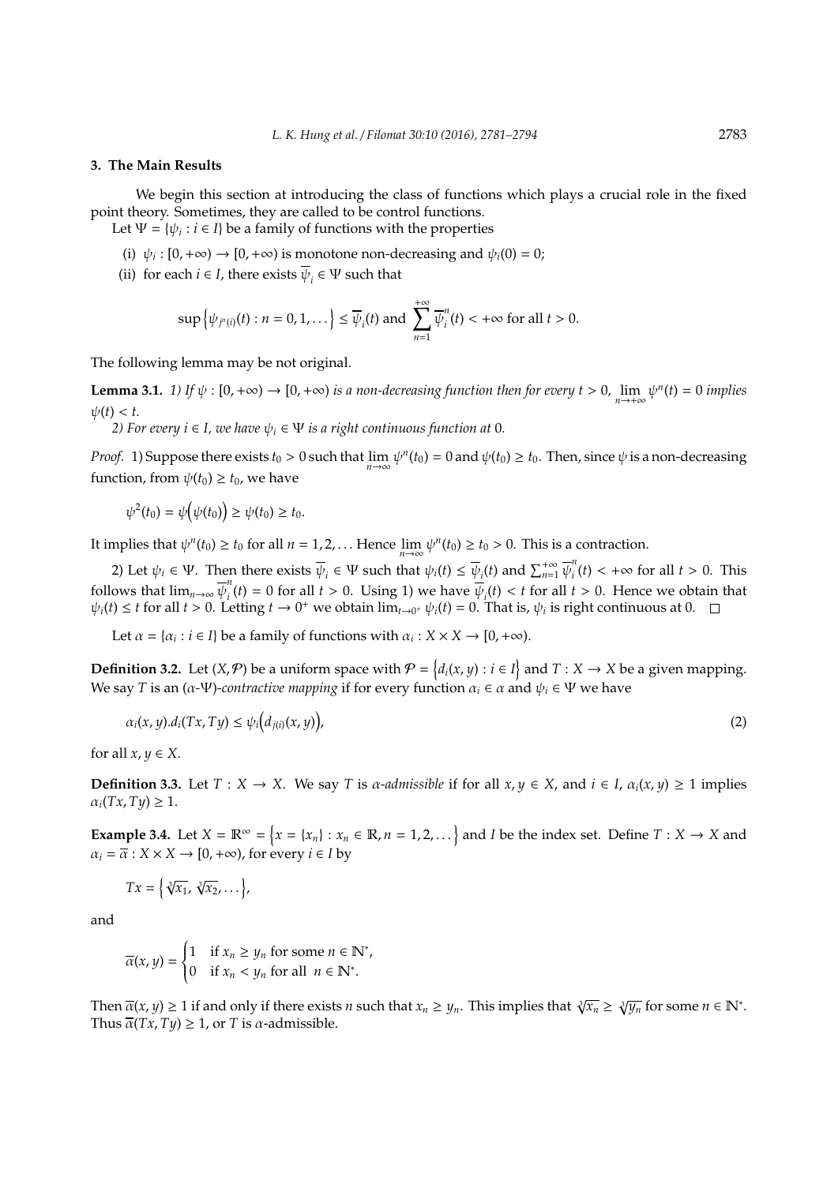## 3. The Main Results

We begin this section at introducing the class of functions which plays a crucial role in the fixed point theory. Sometimes, they are called to be control functions.

Let $\Psi = \{\psi_i : i \in I\}$ be a family of functions with the properties

(i) $\psi_i : [0, +\infty) \to [0, +\infty)$ is monotone non-decreasing and $\psi_i(0) = 0$;

(ii) for each $i \in I$, there exists $\overline{\psi}_i \in \Psi$ such that

$$\sup\left\{\psi_{j^n(i)}(t) : n = 0, 1, \dots\right\} \leq \overline{\psi}_i(t) \text{ and } \sum_{n=1}^{+\infty} \overline{\psi}_i^n(t) < +\infty \text{ for all } t > 0.$$

The following lemma may be not original.

**Lemma 3.1.** *1) If $\psi : [0, +\infty) \to [0, +\infty)$ is a non-decreasing function then for every $t > 0$, $\lim_{n\to+\infty} \psi^n(t) = 0$ implies $\psi(t) < t$.*

*2) For every $i \in I$, we have $\psi_i \in \Psi$ is a right continuous function at 0.*

*Proof.* 1) Suppose there exists $t_0 > 0$ such that $\lim_{n\to\infty} \psi^n(t_0) = 0$ and $\psi(t_0) \geq t_0$. Then, since $\psi$ is a non-decreasing function, from $\psi(t_0) \geq t_0$, we have

$$\psi^2(t_0) = \psi\Big(\psi(t_0)\Big) \geq \psi(t_0) \geq t_0.$$

It implies that $\psi^n(t_0) \geq t_0$ for all $n = 1, 2, \dots$ Hence $\lim_{n\to\infty} \psi^n(t_0) \geq t_0 > 0$. This is a contraction.

2) Let $\psi_i \in \Psi$. Then there exists $\overline{\psi}_i \in \Psi$ such that $\psi_i(t) \leq \overline{\psi}_i(t)$ and $\sum_{n=1}^{+\infty} \overline{\psi}_i^n(t) < +\infty$ for all $t > 0$. This follows that $\lim_{n\to\infty} \overline{\psi}_i^n(t) = 0$ for all $t > 0$. Using 1) we have $\overline{\psi}_i(t) < t$ for all $t > 0$. Hence we obtain that $\psi_i(t) \leq t$ for all $t > 0$. Letting $t \to 0^+$ we obtain $\lim_{t\to 0^+} \psi_i(t) = 0$. That is, $\psi_i$ is right continuous at 0. $\square$

Let $\alpha = \{\alpha_i : i \in I\}$ be a family of functions with $\alpha_i : X \times X \to [0, +\infty)$.

**Definition 3.2.** Let $(X, \mathcal{P})$ be a uniform space with $\mathcal{P} = \left\{d_i(x, y) : i \in I\right\}$ and $T : X \to X$ be a given mapping. We say $T$ is an *($\alpha$-$\Psi$)-contractive mapping* if for every function $\alpha_i \in \alpha$ and $\psi_i \in \Psi$ we have

$$\alpha_i(x, y).d_i(Tx, Ty) \leq \psi_i\Big(d_{j(i)}(x, y)\Big), \tag{2}$$

for all $x, y \in X$.

**Definition 3.3.** Let $T : X \to X$. We say $T$ is *$\alpha$-admissible* if for all $x, y \in X$, and $i \in I$, $\alpha_i(x, y) \geq 1$ implies $\alpha_i(Tx, Ty) \geq 1$.

**Example 3.4.** Let $X = \mathbb{R}^\infty = \left\{x = \{x_n\} : x_n \in \mathbb{R}, n = 1, 2, \dots\right\}$ and $I$ be the index set. Define $T : X \to X$ and $\alpha_i = \overline{\alpha} : X \times X \to [0, +\infty)$, for every $i \in I$ by

$$Tx = \left\{\sqrt[3]{x_1}, \sqrt[3]{x_2}, \dots\right\},$$

and

$$\overline{\alpha}(x, y) = \begin{cases} 1 & \text{if } x_n \geq y_n \text{ for some } n \in \mathbb{N}^*, \\ 0 & \text{if } x_n < y_n \text{ for all } n \in \mathbb{N}^*. \end{cases}$$

Then $\overline{\alpha}(x, y) \geq 1$ if and only if there exists $n$ such that $x_n \geq y_n$. This implies that $\sqrt[3]{x_n} \geq \sqrt[3]{y_n}$ for some $n \in \mathbb{N}^*$. Thus $\overline{\alpha}(Tx, Ty) \geq 1$, or $T$ is $\alpha$-admissible.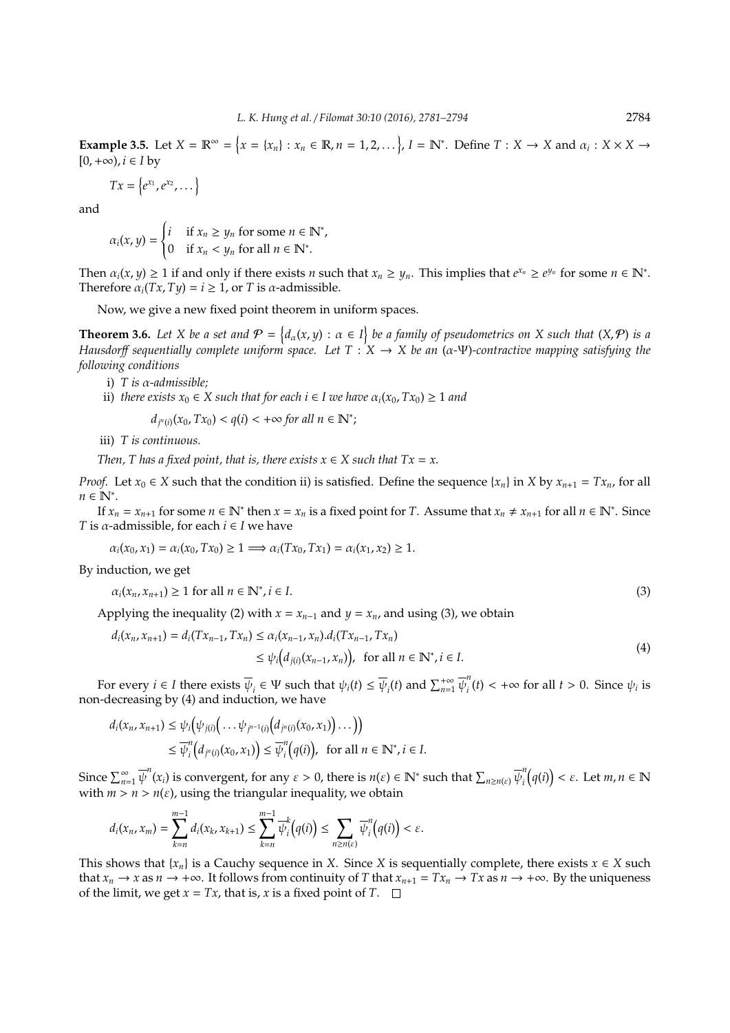**Example 3.5.** Let $X = \mathbb{R}^\infty = \Big\{x = \{x_n\} : x_n \in \mathbb{R}, n = 1, 2, \dots\Big\}$, $I = \mathbb{N}^*$. Define $T : X \to X$ and $\alpha_i : X \times X \to [0, +\infty)$, $i \in I$ by

$$Tx = \Big\{e^{x_1}, e^{x_2}, \dots\Big\}$$

and

$$\alpha_i(x, y) = \begin{cases} i & \text{if } x_n \geq y_n \text{ for some } n \in \mathbb{N}^*, \\ 0 & \text{if } x_n < y_n \text{ for all } n \in \mathbb{N}^*. \end{cases}$$

Then $\alpha_i(x, y) \geq 1$ if and only if there exists $n$ such that $x_n \geq y_n$. This implies that $e^{x_n} \geq e^{y_n}$ for some $n \in \mathbb{N}^*$. Therefore $\alpha_i(Tx, Ty) = i \geq 1$, or $T$ is $\alpha$-admissible.

Now, we give a new fixed point theorem in uniform spaces.

**Theorem 3.6.** *Let $X$ be a set and $\mathcal{P} = \Big\{d_\alpha(x, y) : \alpha \in I\Big\}$ be a family of pseudometrics on $X$ such that $(X, \mathcal{P})$ is a Hausdorff sequentially complete uniform space. Let $T : X \to X$ be an $(\alpha$-$\Psi)$-contractive mapping satisfying the following conditions*

i) *$T$ is $\alpha$-admissible;*

ii) *there exists $x_0 \in X$ such that for each $i \in I$ we have $\alpha_i(x_0, Tx_0) \geq 1$ and*

$$d_{j^n(i)}(x_0, Tx_0) < q(i) < +\infty \text{ for all } n \in \mathbb{N}^*;$$

iii) *$T$ is continuous.*

*Then, $T$ has a fixed point, that is, there exists $x \in X$ such that $Tx = x$.*

*Proof.* Let $x_0 \in X$ such that the condition ii) is satisfied. Define the sequence $\{x_n\}$ in $X$ by $x_{n+1} = Tx_n$, for all $n \in \mathbb{N}^*$.

If $x_n = x_{n+1}$ for some $n \in \mathbb{N}^*$ then $x = x_n$ is a fixed point for $T$. Assume that $x_n \neq x_{n+1}$ for all $n \in \mathbb{N}^*$. Since $T$ is $\alpha$-admissible, for each $i \in I$ we have

$$\alpha_i(x_0, x_1) = \alpha_i(x_0, Tx_0) \geq 1 \Longrightarrow \alpha_i(Tx_0, Tx_1) = \alpha_i(x_1, x_2) \geq 1.$$

By induction, we get

$$\alpha_i(x_n, x_{n+1}) \geq 1 \text{ for all } n \in \mathbb{N}^*, i \in I. \tag{3}$$

Applying the inequality (2) with $x = x_{n-1}$ and $y = x_n$, and using (3), we obtain

$$\begin{aligned} d_i(x_n, x_{n+1}) = d_i(Tx_{n-1}, Tx_n) &\leq \alpha_i(x_{n-1}, x_n).d_i(Tx_{n-1}, Tx_n) \\ &\leq \psi_i\Big(d_{j(i)}(x_{n-1}, x_n)\Big), \text{ for all } n \in \mathbb{N}^*, i \in I. \end{aligned} \tag{4}$$

For every $i \in I$ there exists $\overline{\psi}_i \in \Psi$ such that $\psi_i(t) \leq \overline{\psi}_i(t)$ and $\sum_{n=1}^{+\infty} \overline{\psi}_i^n(t) < +\infty$ for all $t > 0$. Since $\psi_i$ is non-decreasing by (4) and induction, we have

$$\begin{aligned} d_i(x_n, x_{n+1}) &\leq \psi_i\Big(\psi_{j(i)}\Big(\dots \psi_{j^{n-1}(i)}\Big(d_{j^n(i)}(x_0, x_1)\Big)\dots\Big)\Big) \\ &\leq \overline{\psi}_i^n\Big(d_{j^n(i)}(x_0, x_1)\Big) \leq \overline{\psi}_i^n\Big(q(i)\Big), \text{ for all } n \in \mathbb{N}^*, i \in I. \end{aligned}$$

Since $\sum_{n=1}^{\infty} \overline{\psi}^n(x_i)$ is convergent, for any $\varepsilon > 0$, there is $n(\varepsilon) \in \mathbb{N}^*$ such that $\sum_{n \geq n(\varepsilon)} \overline{\psi}_i^n\Big(q(i)\Big) < \varepsilon$. Let $m, n \in \mathbb{N}$ with $m > n > n(\varepsilon)$, using the triangular inequality, we obtain

$$d_i(x_n, x_m) = \sum_{k=n}^{m-1} d_i(x_k, x_{k+1}) \leq \sum_{k=n}^{m-1} \overline{\psi}_i^k\Big(q(i)\Big) \leq \sum_{n \geq n(\varepsilon)} \overline{\psi}_i^n\Big(q(i)\Big) < \varepsilon.$$

This shows that $\{x_n\}$ is a Cauchy sequence in $X$. Since $X$ is sequentially complete, there exists $x \in X$ such that $x_n \to x$ as $n \to +\infty$. It follows from continuity of $T$ that $x_{n+1} = Tx_n \to Tx$ as $n \to +\infty$. By the uniqueness of the limit, we get $x = Tx$, that is, $x$ is a fixed point of $T$. $\square$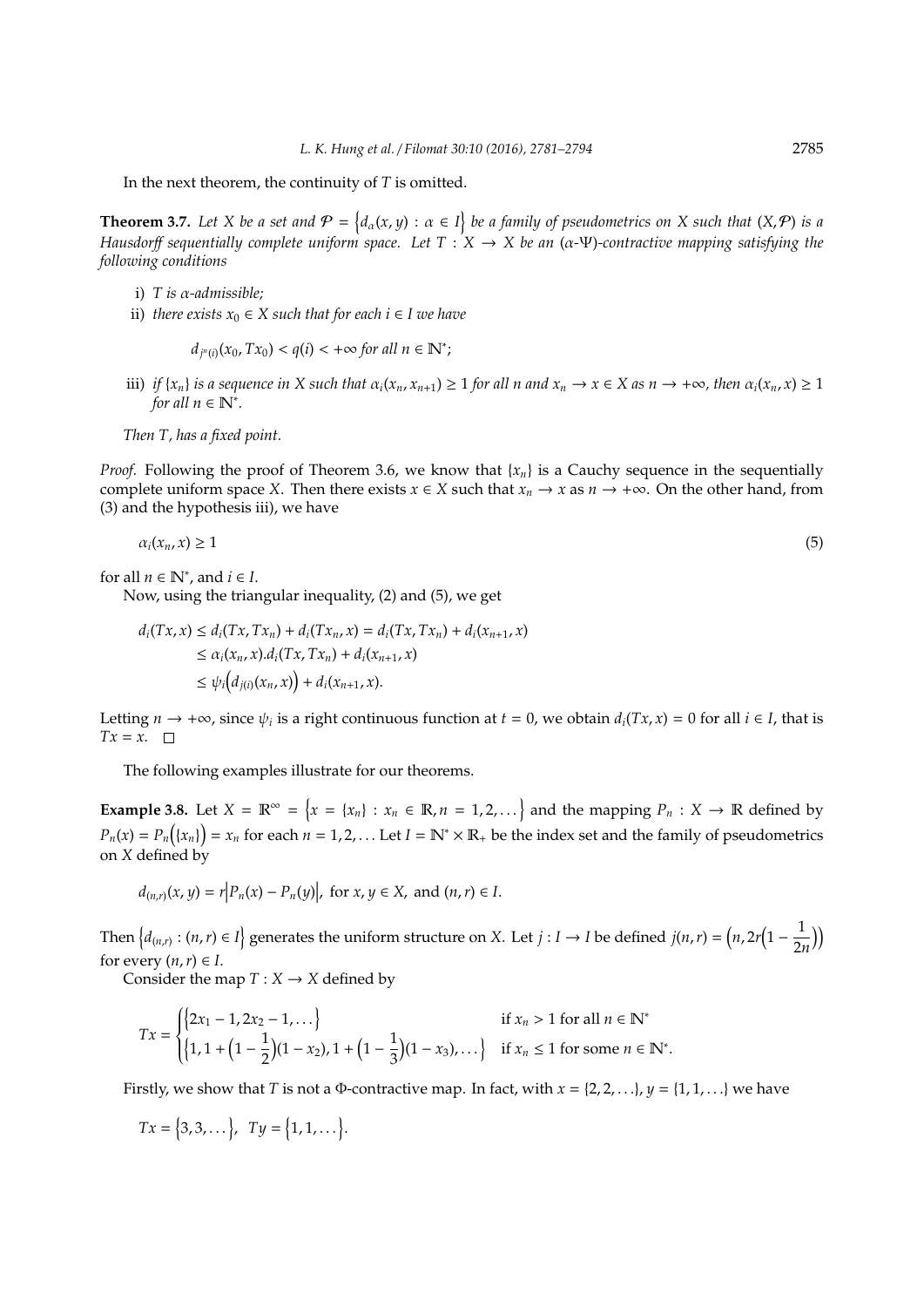In the next theorem, the continuity of $T$ is omitted.

**Theorem 3.7.** *Let $X$ be a set and $\mathcal{P} = \{d_\alpha(x, y) : \alpha \in I\}$ be a family of pseudometrics on $X$ such that $(X, \mathcal{P})$ is a Hausdorff sequentially complete uniform space. Let $T : X \to X$ be an $(\alpha$-$\Psi)$-contractive mapping satisfying the following conditions*

i) *$T$ is $\alpha$-admissible;*

ii) *there exists $x_0 \in X$ such that for each $i \in I$ we have*

$$d_{j^n(i)}(x_0, Tx_0) < q(i) < +\infty \text{ for all } n \in \mathbb{N}^*;$$

iii) *if $\{x_n\}$ is a sequence in $X$ such that $\alpha_i(x_n, x_{n+1}) \geq 1$ for all $n$ and $x_n \to x \in X$ as $n \to +\infty$, then $\alpha_i(x_n, x) \geq 1$ for all $n \in \mathbb{N}^*$.*

*Then $T$, has a fixed point.*

*Proof.* Following the proof of Theorem 3.6, we know that $\{x_n\}$ is a Cauchy sequence in the sequentially complete uniform space $X$. Then there exists $x \in X$ such that $x_n \to x$ as $n \to +\infty$. On the other hand, from (3) and the hypothesis iii), we have

$$\alpha_i(x_n, x) \geq 1 \tag{5}$$

for all $n \in \mathbb{N}^*$, and $i \in I$.

Now, using the triangular inequality, (2) and (5), we get

$$\begin{aligned}
d_i(Tx, x) &\leq d_i(Tx, Tx_n) + d_i(Tx_n, x) = d_i(Tx, Tx_n) + d_i(x_{n+1}, x) \\
&\leq \alpha_i(x_n, x).d_i(Tx, Tx_n) + d_i(x_{n+1}, x) \\
&\leq \psi_i\Big(d_{j(i)}(x_n, x)\Big) + d_i(x_{n+1}, x).
\end{aligned}$$

Letting $n \to +\infty$, since $\psi_i$ is a right continuous function at $t = 0$, we obtain $d_i(Tx, x) = 0$ for all $i \in I$, that is $Tx = x$. $\square$

The following examples illustrate for our theorems.

**Example 3.8.** Let $X = \mathbb{R}^\infty = \{x = \{x_n\} : x_n \in \mathbb{R}, n = 1, 2, \dots\}$ and the mapping $P_n : X \to \mathbb{R}$ defined by $P_n(x) = P_n\big(\{x_n\}\big) = x_n$ for each $n = 1, 2, \dots$ Let $I = \mathbb{N}^* \times \mathbb{R}_+$ be the index set and the family of pseudometrics on $X$ defined by

$$d_{(n,r)}(x, y) = r\big|P_n(x) - P_n(y)\big|, \text{ for } x, y \in X, \text{ and } (n, r) \in I.$$

Then $\{d_{(n,r)} : (n, r) \in I\}$ generates the uniform structure on $X$. Let $j : I \to I$ be defined $j(n, r) = \Big(n, 2r\Big(1 - \dfrac{1}{2n}\Big)\Big)$ for every $(n, r) \in I$.

Consider the map $T : X \to X$ defined by

$$Tx = \begin{cases} \{2x_1 - 1, 2x_2 - 1, \dots\} & \text{if } x_n > 1 \text{ for all } n \in \mathbb{N}^* \\ \Big\{1, 1 + \Big(1 - \dfrac{1}{2}\Big)(1 - x_2), 1 + \Big(1 - \dfrac{1}{3}\Big)(1 - x_3), \dots\Big\} & \text{if } x_n \leq 1 \text{ for some } n \in \mathbb{N}^*. \end{cases}$$

Firstly, we show that $T$ is not a $\Phi$-contractive map. In fact, with $x = \{2, 2, \dots\}$, $y = \{1, 1, \dots\}$ we have

$$Tx = \{3, 3, \dots\}, \ \ Ty = \{1, 1, \dots\}.$$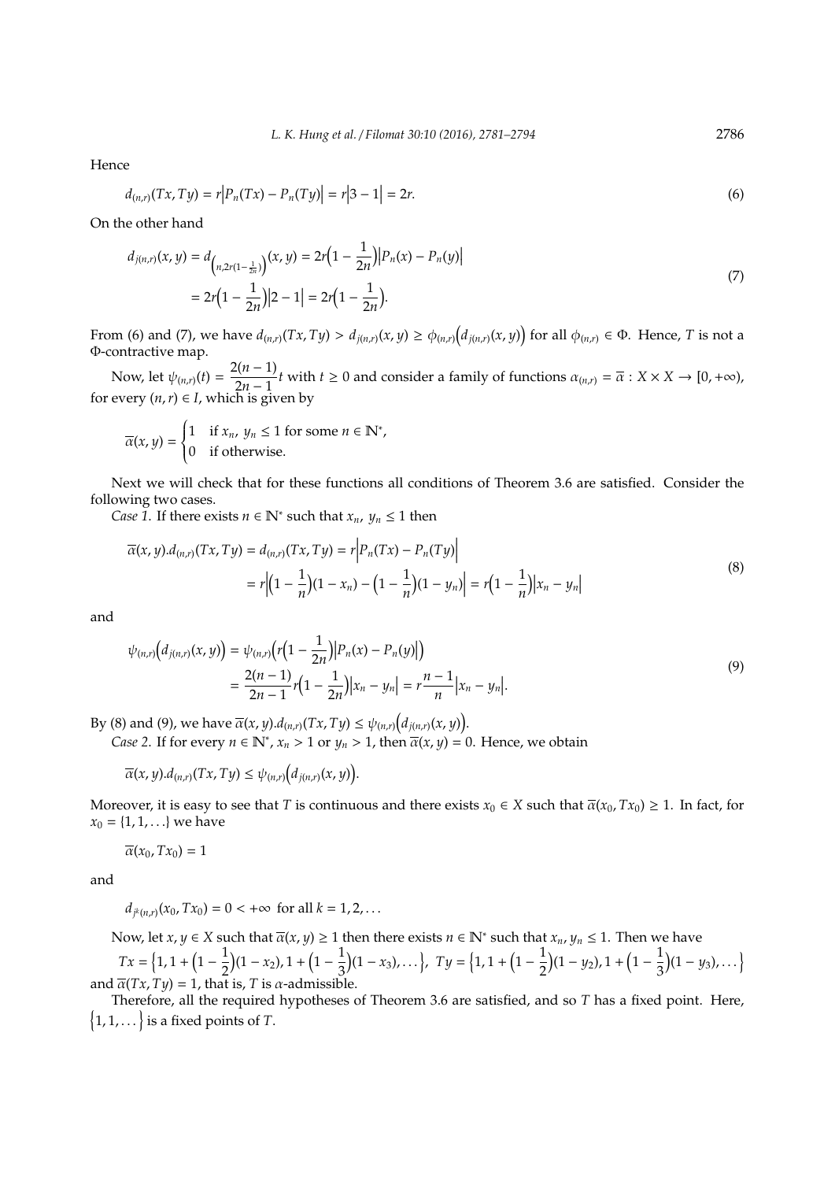Hence

$$d_{(n,r)}(Tx, Ty) = r\Big|P_n(Tx) - P_n(Ty)\Big| = r\Big|3 - 1\Big| = 2r. \tag{6}$$

On the other hand

$$\begin{aligned} d_{j(n,r)}(x, y) &= d_{\left(n, 2r(1-\frac{1}{2n})\right)}(x, y) = 2r\Big(1 - \frac{1}{2n}\Big)\Big|P_n(x) - P_n(y)\Big| \\ &= 2r\Big(1 - \frac{1}{2n}\Big)\Big|2 - 1\Big| = 2r\Big(1 - \frac{1}{2n}\Big). \end{aligned} \tag{7}$$

From (6) and (7), we have $d_{(n,r)}(Tx, Ty) > d_{j(n,r)}(x, y) \geq \phi_{(n,r)}\Big(d_{j(n,r)}(x, y)\Big)$ for all $\phi_{(n,r)} \in \Phi$. Hence, $T$ is not a $\Phi$-contractive map.

Now, let $\psi_{(n,r)}(t) = \dfrac{2(n-1)}{2n-1}t$ with $t \geq 0$ and consider a family of functions $\alpha_{(n,r)} = \overline{\alpha} : X \times X \to [0, +\infty)$, for every $(n, r) \in I$, which is given by

$$\overline{\alpha}(x, y) = \begin{cases} 1 & \text{if } x_n,\ y_n \leq 1 \text{ for some } n \in \mathbb{N}^*, \\ 0 & \text{if otherwise.} \end{cases}$$

Next we will check that for these functions all conditions of Theorem 3.6 are satisfied. Consider the following two cases.

*Case 1.* If there exists $n \in \mathbb{N}^*$ such that $x_n,\ y_n \leq 1$ then

$$\begin{aligned} \overline{\alpha}(x, y).d_{(n,r)}(Tx, Ty) &= d_{(n,r)}(Tx, Ty) = r\Big|P_n(Tx) - P_n(Ty)\Big| \\ &= r\Big|\Big(1 - \frac{1}{n}\Big)(1 - x_n) - \Big(1 - \frac{1}{n}\Big)(1 - y_n)\Big| = r\Big(1 - \frac{1}{n}\Big)\Big|x_n - y_n\Big| \end{aligned} \tag{8}$$

and

$$\begin{aligned} \psi_{(n,r)}\Big(d_{j(n,r)}(x, y)\Big) &= \psi_{(n,r)}\Big(r\Big(1 - \frac{1}{2n}\Big)\Big|P_n(x) - P_n(y)\Big|\Big) \\ &= \frac{2(n-1)}{2n-1}r\Big(1 - \frac{1}{2n}\Big)\Big|x_n - y_n\Big| = r\frac{n-1}{n}\Big|x_n - y_n\Big|. \end{aligned} \tag{9}$$

By (8) and (9), we have $\overline{\alpha}(x, y).d_{(n,r)}(Tx, Ty) \leq \psi_{(n,r)}\Big(d_{j(n,r)}(x, y)\Big)$.

*Case 2.* If for every $n \in \mathbb{N}^*$, $x_n > 1$ or $y_n > 1$, then $\overline{\alpha}(x, y) = 0$. Hence, we obtain

$$\overline{\alpha}(x, y).d_{(n,r)}(Tx, Ty) \leq \psi_{(n,r)}\Big(d_{j(n,r)}(x, y)\Big).$$

Moreover, it is easy to see that $T$ is continuous and there exists $x_0 \in X$ such that $\overline{\alpha}(x_0, Tx_0) \geq 1$. In fact, for $x_0 = \{1, 1, \ldots\}$ we have

$$\overline{\alpha}(x_0, Tx_0) = 1$$

and

$$d_{j^k(n,r)}(x_0, Tx_0) = 0 < +\infty \text{ for all } k = 1, 2, \ldots$$

Now, let $x, y \in X$ such that $\overline{\alpha}(x, y) \geq 1$ then there exists $n \in \mathbb{N}^*$ such that $x_n, y_n \leq 1$. Then we have

$Tx = \Big\{1, 1 + \Big(1 - \frac{1}{2}\Big)(1 - x_2), 1 + \Big(1 - \frac{1}{3}\Big)(1 - x_3), \ldots\Big\},\ Ty = \Big\{1, 1 + \Big(1 - \frac{1}{2}\Big)(1 - y_2), 1 + \Big(1 - \frac{1}{3}\Big)(1 - y_3), \ldots\Big\}$ and $\overline{\alpha}(Tx, Ty) = 1$, that is, $T$ is $\alpha$-admissible.

Therefore, all the required hypotheses of Theorem 3.6 are satisfied, and so $T$ has a fixed point. Here, $\Big\{1, 1, \ldots\Big\}$ is a fixed points of $T$.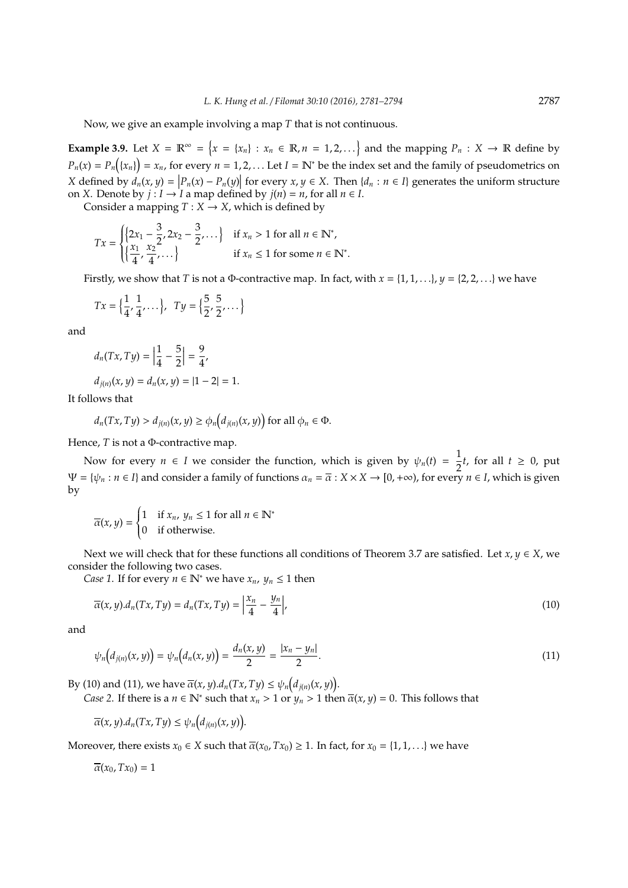Now, we give an example involving a map $T$ that is not continuous.

**Example 3.9.** Let $X = \mathbb{R}^\infty = \Big\{x = \{x_n\} : x_n \in \mathbb{R}, n = 1, 2, \dots\Big\}$ and the mapping $P_n : X \to \mathbb{R}$ define by $P_n(x) = P_n\Big(\{x_n\}\Big) = x_n$, for every $n = 1, 2, \dots$ Let $I = \mathbb{N}^*$ be the index set and the family of pseudometrics on $X$ defined by $d_n(x, y) = \Big|P_n(x) - P_n(y)\Big|$ for every $x, y \in X$. Then $\{d_n : n \in I\}$ generates the uniform structure on $X$. Denote by $j : I \to I$ a map defined by $j(n) = n$, for all $n \in I$.

Consider a mapping $T : X \to X$, which is defined by

$$Tx = \begin{cases} \Big\{2x_1 - \dfrac{3}{2}, 2x_2 - \dfrac{3}{2}, \dots\Big\} & \text{if } x_n > 1 \text{ for all } n \in \mathbb{N}^*, \\ \Big\{\dfrac{x_1}{4}, \dfrac{x_2}{4}, \dots\Big\} & \text{if } x_n \leq 1 \text{ for some } n \in \mathbb{N}^*. \end{cases}$$

Firstly, we show that $T$ is not a $\Phi$-contractive map. In fact, with $x = \{1, 1, \dots\}$, $y = \{2, 2, \dots\}$ we have

$$Tx = \Big\{\frac{1}{4}, \frac{1}{4}, \dots\Big\}, \quad Ty = \Big\{\frac{5}{2}, \frac{5}{2}, \dots\Big\}$$

and

$$d_n(Tx, Ty) = \Big|\frac{1}{4} - \frac{5}{2}\Big| = \frac{9}{4},$$

$$d_{j(n)}(x, y) = d_n(x, y) = |1 - 2| = 1.$$

It follows that

$$d_n(Tx, Ty) > d_{j(n)}(x, y) \geq \phi_n\Big(d_{j(n)}(x, y)\Big) \text{ for all } \phi_n \in \Phi.$$

Hence, $T$ is not a $\Phi$-contractive map.

Now for every $n \in I$ we consider the function, which is given by $\psi_n(t) = \dfrac{1}{2}t$, for all $t \geq 0$, put $\Psi = \{\psi_n : n \in I\}$ and consider a family of functions $\alpha_n = \overline{\alpha} : X \times X \to [0, +\infty)$, for every $n \in I$, which is given by

$$\overline{\alpha}(x, y) = \begin{cases} 1 & \text{if } x_n,\ y_n \leq 1 \text{ for all } n \in \mathbb{N}^* \\ 0 & \text{if otherwise.} \end{cases}$$

Next we will check that for these functions all conditions of Theorem 3.7 are satisfied. Let $x, y \in X$, we consider the following two cases.

*Case 1.* If for every $n \in \mathbb{N}^*$ we have $x_n,\ y_n \leq 1$ then

$$\overline{\alpha}(x, y).d_n(Tx, Ty) = d_n(Tx, Ty) = \Big|\frac{x_n}{4} - \frac{y_n}{4}\Big|, \tag{10}$$

and

$$\psi_n\Big(d_{j(n)}(x, y)\Big) = \psi_n\Big(d_n(x, y)\Big) = \frac{d_n(x, y)}{2} = \frac{|x_n - y_n|}{2}. \tag{11}$$

By (10) and (11), we have $\overline{\alpha}(x, y).d_n(Tx, Ty) \leq \psi_n\Big(d_{j(n)}(x, y)\Big)$.

*Case 2.* If there is a $n \in \mathbb{N}^*$ such that $x_n > 1$ or $y_n > 1$ then $\overline{\alpha}(x, y) = 0$. This follows that

$$\overline{\alpha}(x, y).d_n(Tx, Ty) \leq \psi_n\Big(d_{j(n)}(x, y)\Big).$$

Moreover, there exists $x_0 \in X$ such that $\overline{\alpha}(x_0, Tx_0) \geq 1$. In fact, for $x_0 = \{1, 1, \dots\}$ we have

$$\overline{\alpha}(x_0, Tx_0) = 1$$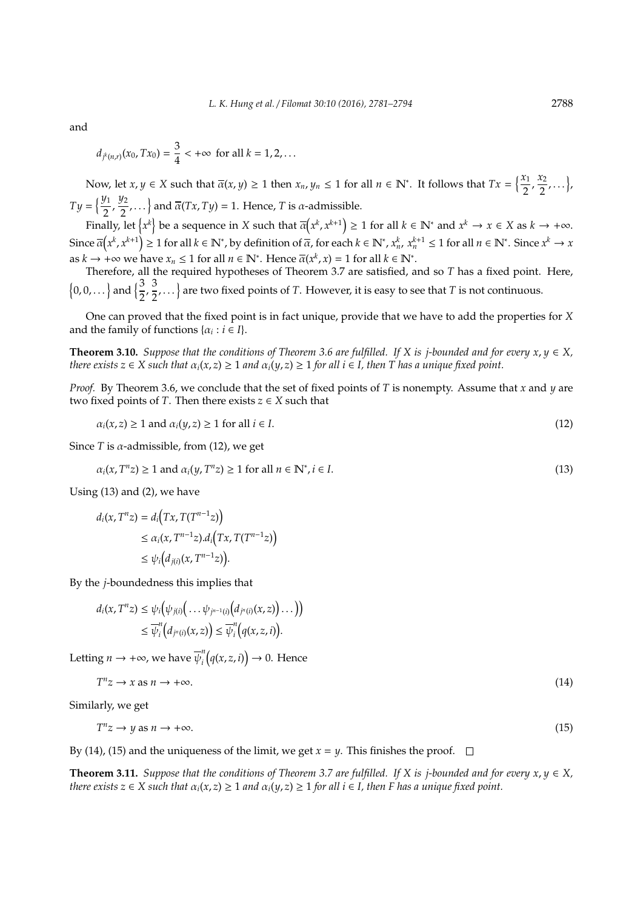and

$$d_{j^k(n,r)}(x_0, Tx_0) = \frac{3}{4} < +\infty \text{ for all } k = 1, 2, \ldots$$

Now, let $x, y \in X$ such that $\overline{\alpha}(x, y) \geq 1$ then $x_n, y_n \leq 1$ for all $n \in \mathbb{N}^*$. It follows that $Tx = \left\{\frac{x_1}{2}, \frac{x_2}{2}, \ldots\right\}$, $Ty = \left\{\frac{y_1}{2}, \frac{y_2}{2}, \ldots\right\}$ and $\overline{\alpha}(Tx, Ty) = 1$. Hence, $T$ is $\alpha$-admissible.

Finally, let $\left\{x^k\right\}$ be a sequence in $X$ such that $\overline{\alpha}\left(x^k, x^{k+1}\right) \geq 1$ for all $k \in \mathbb{N}^*$ and $x^k \to x \in X$ as $k \to +\infty$. Since $\overline{\alpha}\left(x^k, x^{k+1}\right) \geq 1$ for all $k \in \mathbb{N}^*$, by definition of $\overline{\alpha}$, for each $k \in \mathbb{N}^*$, $x_n^k$, $x_n^{k+1} \leq 1$ for all $n \in \mathbb{N}^*$. Since $x^k \to x$ as $k \to +\infty$ we have $x_n \leq 1$ for all $n \in \mathbb{N}^*$. Hence $\overline{\alpha}(x^k, x) = 1$ for all $k \in \mathbb{N}^*$.

Therefore, all the required hypotheses of Theorem 3.7 are satisfied, and so $T$ has a fixed point. Here, $\left\{0, 0, \ldots\right\}$ and $\left\{\frac{3}{2}, \frac{3}{2}, \ldots\right\}$ are two fixed points of $T$. However, it is easy to see that $T$ is not continuous.

One can proved that the fixed point is in fact unique, provide that we have to add the properties for $X$ and the family of functions $\{\alpha_i : i \in I\}$.

**Theorem 3.10.** *Suppose that the conditions of Theorem 3.6 are fulfilled. If $X$ is $j$-bounded and for every $x, y \in X$, there exists $z \in X$ such that $\alpha_i(x, z) \geq 1$ and $\alpha_i(y, z) \geq 1$ for all $i \in I$, then $T$ has a unique fixed point.*

*Proof.* By Theorem 3.6, we conclude that the set of fixed points of $T$ is nonempty. Assume that $x$ and $y$ are two fixed points of $T$. Then there exists $z \in X$ such that

$$\alpha_i(x, z) \geq 1 \text{ and } \alpha_i(y, z) \geq 1 \text{ for all } i \in I. \tag{12}$$

Since $T$ is $\alpha$-admissible, from (12), we get

$$\alpha_i(x, T^n z) \geq 1 \text{ and } \alpha_i(y, T^n z) \geq 1 \text{ for all } n \in \mathbb{N}^*, i \in I. \tag{13}$$

Using (13) and (2), we have

$$\begin{aligned}
d_i(x, T^n z) &= d_i\Big(Tx, T(T^{n-1}z)\Big) \\
&\leq \alpha_i(x, T^{n-1}z).d_i\Big(Tx, T(T^{n-1}z)\Big) \\
&\leq \psi_i\Big(d_{j(i)}(x, T^{n-1}z)\Big).
\end{aligned}$$

By the $j$-boundedness this implies that

$$\begin{aligned}
d_i(x, T^n z) &\leq \psi_i\Big(\psi_{j(i)}\Big(\ldots\psi_{j^{n-1}(i)}\Big(d_{j^n(i)}(x, z)\Big)\ldots\Big)\Big) \\
&\leq \overline{\psi}_i^n\Big(d_{j^n(i)}(x, z)\Big) \leq \overline{\psi}_i^n\Big(q(x, z, i)\Big).
\end{aligned}$$

Letting $n \to +\infty$, we have $\overline{\psi}_i^n\Big(q(x, z, i)\Big) \to 0$. Hence

$$T^n z \to x \text{ as } n \to +\infty. \tag{14}$$

Similarly, we get

$$T^n z \to y \text{ as } n \to +\infty. \tag{15}$$

By (14), (15) and the uniqueness of the limit, we get $x = y$. This finishes the proof. $\square$

**Theorem 3.11.** *Suppose that the conditions of Theorem 3.7 are fulfilled. If $X$ is $j$-bounded and for every $x, y \in X$, there exists $z \in X$ such that $\alpha_i(x, z) \geq 1$ and $\alpha_i(y, z) \geq 1$ for all $i \in I$, then $F$ has a unique fixed point.*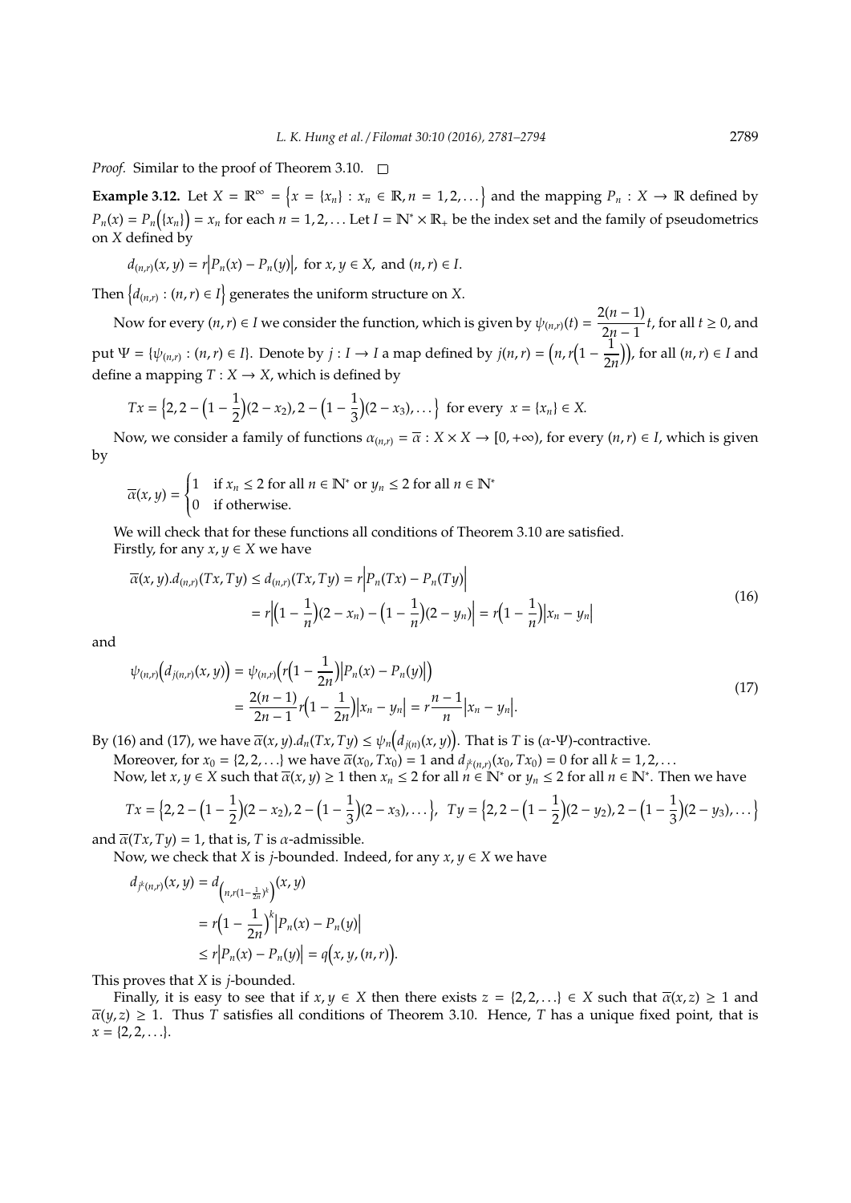*Proof.* Similar to the proof of Theorem 3.10. $\square$

**Example 3.12.** Let $X = \mathbb{R}^\infty = \left\{x = \{x_n\} : x_n \in \mathbb{R}, n = 1, 2, \dots\right\}$ and the mapping $P_n : X \to \mathbb{R}$ defined by $P_n(x) = P_n\big(\{x_n\}\big) = x_n$ for each $n = 1, 2, \dots$ Let $I = \mathbb{N}^* \times \mathbb{R}_+$ be the index set and the family of pseudometrics on $X$ defined by

$$d_{(n,r)}(x, y) = r\big|P_n(x) - P_n(y)\big|, \text{ for } x, y \in X, \text{ and } (n, r) \in I.$$

Then $\left\{d_{(n,r)} : (n, r) \in I\right\}$ generates the uniform structure on $X$.

Now for every $(n, r) \in I$ we consider the function, which is given by $\psi_{(n,r)}(t) = \dfrac{2(n-1)}{2n-1}t$, for all $t \geq 0$, and put $\Psi = \{\psi_{(n,r)} : (n, r) \in I\}$. Denote by $j : I \to I$ a map defined by $j(n, r) = \Big(n, r\Big(1 - \dfrac{1}{2n}\Big)\Big)$, for all $(n, r) \in I$ and define a mapping $T : X \to X$, which is defined by

$$Tx = \Big\{2, 2 - \Big(1 - \frac{1}{2}\Big)(2 - x_2), 2 - \Big(1 - \frac{1}{3}\Big)(2 - x_3), \dots\Big\} \text{ for every } x = \{x_n\} \in X.$$

Now, we consider a family of functions $\alpha_{(n,r)} = \overline{\alpha} : X \times X \to [0, +\infty)$, for every $(n, r) \in I$, which is given by

$$\overline{\alpha}(x, y) = \begin{cases} 1 & \text{if } x_n \leq 2 \text{ for all } n \in \mathbb{N}^* \text{ or } y_n \leq 2 \text{ for all } n \in \mathbb{N}^* \\ 0 & \text{if otherwise.} \end{cases}$$

We will check that for these functions all conditions of Theorem 3.10 are satisfied.

Firstly, for any $x, y \in X$ we have

$$\begin{aligned} \overline{\alpha}(x, y).d_{(n,r)}(Tx, Ty) &\leq d_{(n,r)}(Tx, Ty) = r\Big|P_n(Tx) - P_n(Ty)\Big| \\ &= r\Big|\Big(1 - \frac{1}{n}\Big)(2 - x_n) - \Big(1 - \frac{1}{n}\Big)(2 - y_n)\Big| = r\Big(1 - \frac{1}{n}\Big)\Big|x_n - y_n\Big| \end{aligned} \tag{16}$$

and

$$\begin{aligned} \psi_{(n,r)}\Big(d_{j(n,r)}(x, y)\Big) &= \psi_{(n,r)}\Big(r\Big(1 - \frac{1}{2n}\Big)\Big|P_n(x) - P_n(y)\Big|\Big) \\ &= \frac{2(n-1)}{2n-1}r\Big(1 - \frac{1}{2n}\Big)\Big|x_n - y_n\Big| = r\frac{n-1}{n}\Big|x_n - y_n\Big|. \end{aligned} \tag{17}$$

By (16) and (17), we have $\overline{\alpha}(x, y).d_n(Tx, Ty) \leq \psi_n\Big(d_{j(n)}(x, y)\Big)$. That is $T$ is ($\alpha$-$\Psi$)-contractive.

Moreover, for $x_0 = \{2, 2, \dots\}$ we have $\overline{\alpha}(x_0, Tx_0) = 1$ and $d_{j^k(n,r)}(x_0, Tx_0) = 0$ for all $k = 1, 2, \dots$

Now, let $x, y \in X$ such that $\overline{\alpha}(x, y) \geq 1$ then $x_n \leq 2$ for all $n \in \mathbb{N}^*$ or $y_n \leq 2$ for all $n \in \mathbb{N}^*$. Then we have

$$Tx = \Big\{2, 2 - \Big(1 - \frac{1}{2}\Big)(2 - x_2), 2 - \Big(1 - \frac{1}{3}\Big)(2 - x_3), \dots\Big\}, \;\; Ty = \Big\{2, 2 - \Big(1 - \frac{1}{2}\Big)(2 - y_2), 2 - \Big(1 - \frac{1}{3}\Big)(2 - y_3), \dots\Big\}$$

and $\overline{\alpha}(Tx, Ty) = 1$, that is, $T$ is $\alpha$-admissible.

Now, we check that $X$ is $j$-bounded. Indeed, for any $x, y \in X$ we have

$$\begin{aligned} d_{j^k(n,r)}(x, y) &= d_{\left(n, r(1 - \frac{1}{2n})^k\right)}(x, y) \\ &= r\Big(1 - \frac{1}{2n}\Big)^k\Big|P_n(x) - P_n(y)\Big| \\ &\leq r\Big|P_n(x) - P_n(y)\Big| = q\Big(x, y, (n, r)\Big). \end{aligned}$$

This proves that $X$ is $j$-bounded.

Finally, it is easy to see that if $x, y \in X$ then there exists $z = \{2, 2, \dots\} \in X$ such that $\overline{\alpha}(x, z) \geq 1$ and $\overline{\alpha}(y, z) \geq 1$. Thus $T$ satisfies all conditions of Theorem 3.10. Hence, $T$ has a unique fixed point, that is $x = \{2, 2, \dots\}$.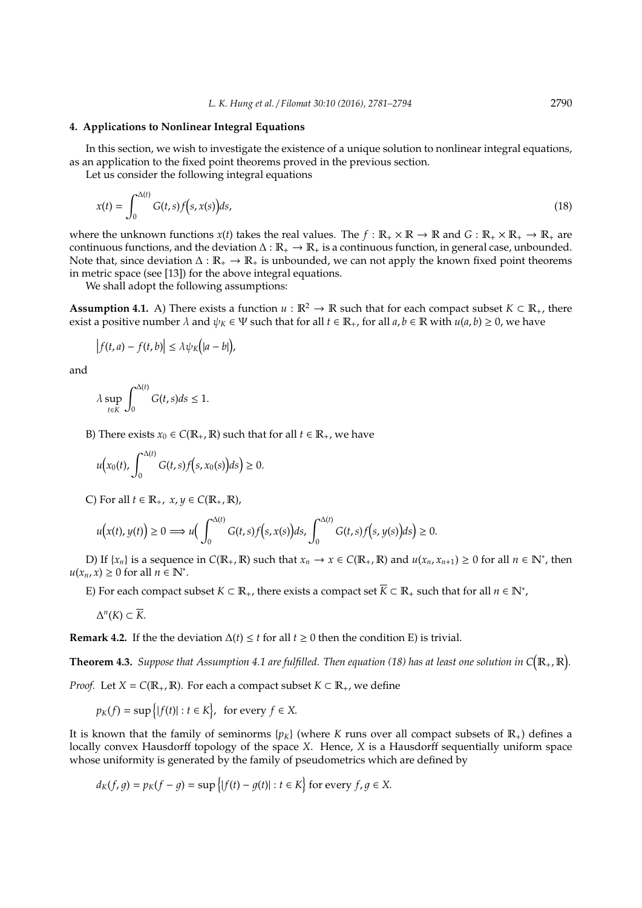## 4. Applications to Nonlinear Integral Equations

In this section, we wish to investigate the existence of a unique solution to nonlinear integral equations, as an application to the fixed point theorems proved in the previous section.

Let us consider the following integral equations

$$x(t) = \int_0^{\Delta(t)} G(t,s) f\big(s, x(s)\big) ds, \tag{18}$$

where the unknown functions $x(t)$ takes the real values. The $f : \mathbb{R}_+ \times \mathbb{R} \to \mathbb{R}$ and $G : \mathbb{R}_+ \times \mathbb{R}_+ \to \mathbb{R}_+$ are continuous functions, and the deviation $\Delta : \mathbb{R}_+ \to \mathbb{R}_+$ is a continuous function, in general case, unbounded. Note that, since deviation $\Delta : \mathbb{R}_+ \to \mathbb{R}_+$ is unbounded, we can not apply the known fixed point theorems in metric space (see [13]) for the above integral equations.

We shall adopt the following assumptions:

**Assumption 4.1.** A) There exists a function $u : \mathbb{R}^2 \to \mathbb{R}$ such that for each compact subset $K \subset \mathbb{R}_+$, there exist a positive number $\lambda$ and $\psi_K \in \Psi$ such that for all $t \in \mathbb{R}_+$, for all $a, b \in \mathbb{R}$ with $u(a,b) \geq 0$, we have

$$\Big| f(t,a) - f(t,b) \Big| \leq \lambda \psi_K\big(|a-b|\big),$$

and

$$\lambda \sup_{t \in K} \int_0^{\Delta(t)} G(t,s) ds \leq 1.$$

B) There exists $x_0 \in C(\mathbb{R}_+, \mathbb{R})$ such that for all $t \in \mathbb{R}_+$, we have

$$u\Big(x_0(t), \int_0^{\Delta(t)} G(t,s) f\big(s, x_0(s)\big) ds\Big) \geq 0.$$

C) For all $t \in \mathbb{R}_+$, $x, y \in C(\mathbb{R}_+, \mathbb{R})$,

$$u\big(x(t), y(t)\big) \geq 0 \Longrightarrow u\Big( \int_0^{\Delta(t)} G(t,s) f\big(s, x(s)\big) ds, \int_0^{\Delta(t)} G(t,s) f\big(s, y(s)\big) ds \Big) \geq 0.$$

D) If $\{x_n\}$ is a sequence in $C(\mathbb{R}_+, \mathbb{R})$ such that $x_n \to x \in C(\mathbb{R}_+, \mathbb{R})$ and $u(x_n, x_{n+1}) \geq 0$ for all $n \in \mathbb{N}^*$, then $u(x_n, x) \geq 0$ for all $n \in \mathbb{N}^*$.

E) For each compact subset $K \subset \mathbb{R}_+$, there exists a compact set $\overline{K} \subset \mathbb{R}_+$ such that for all $n \in \mathbb{N}^*$,

$$\Delta^n(K) \subset \overline{K}.$$

**Remark 4.2.** If the the deviation $\Delta(t) \leq t$ for all $t \geq 0$ then the condition E) is trivial.

**Theorem 4.3.** *Suppose that Assumption 4.1 are fulfilled. Then equation (18) has at least one solution in $C\big(\mathbb{R}_+, \mathbb{R}\big)$.*

*Proof.* Let $X = C(\mathbb{R}_+, \mathbb{R})$. For each compact subset $K \subset \mathbb{R}_+$, we define

$$p_K(f) = \sup\Big\{|f(t)| : t \in K\Big\}, \text{ for every } f \in X.$$

It is known that the family of seminorms $\{p_K\}$ (where $K$ runs over all compact subsets of $\mathbb{R}_+$) defines a locally convex Hausdorff topology of the space $X$. Hence, $X$ is a Hausdorff sequentially uniform space whose uniformity is generated by the family of pseudometrics which are defined by

$$d_K(f,g) = p_K(f-g) = \sup\Big\{|f(t) - g(t)| : t \in K\Big\} \text{ for every } f, g \in X.$$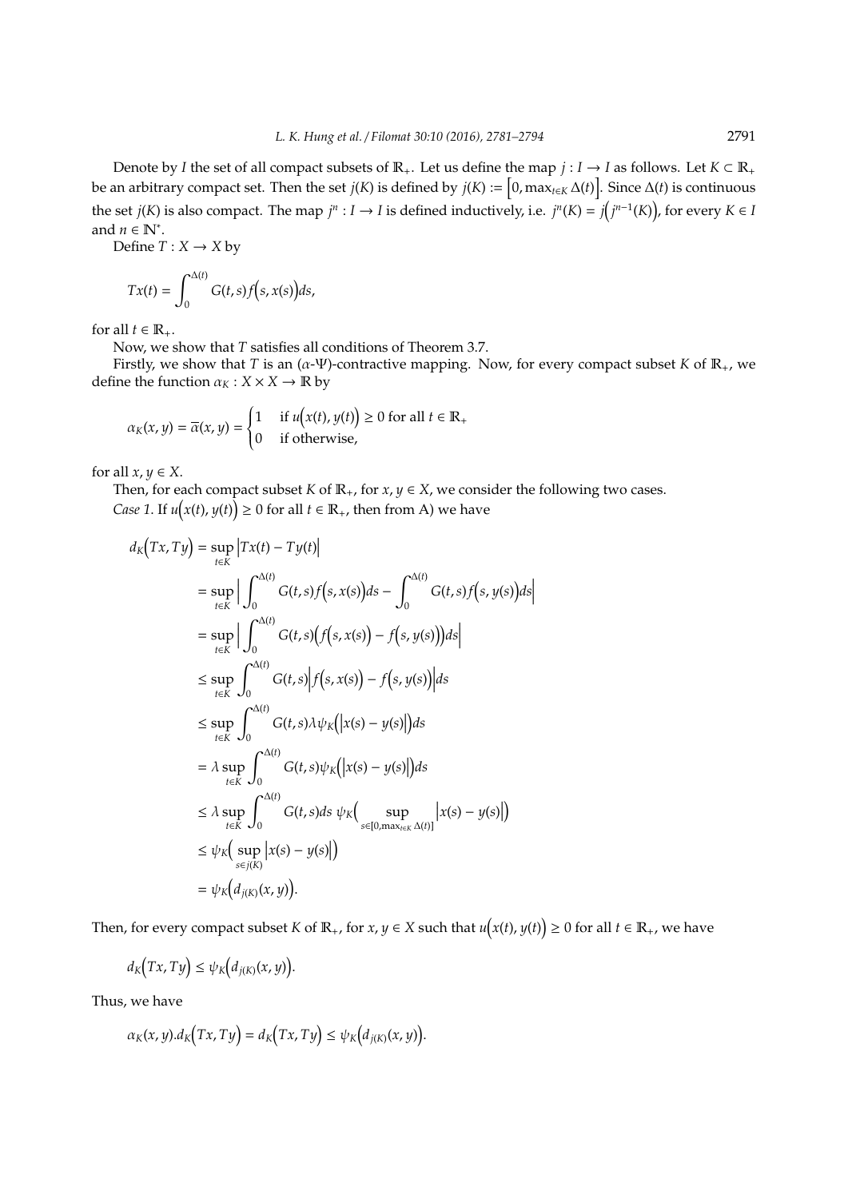Denote by $I$ the set of all compact subsets of $\mathbb{R}_+$. Let us define the map $j : I \to I$ as follows. Let $K \subset \mathbb{R}_+$ be an arbitrary compact set. Then the set $j(K)$ is defined by $j(K) := \big[0, \max_{t\in K} \Delta(t)\big]$. Since $\Delta(t)$ is continuous the set $j(K)$ is also compact. The map $j^n : I \to I$ is defined inductively, i.e. $j^n(K) = j\big(j^{n-1}(K)\big)$, for every $K \in I$ and $n \in \mathbb{N}^*$.

Define $T : X \to X$ by

$$Tx(t) = \int_0^{\Delta(t)} G(t,s) f\big(s, x(s)\big) ds,$$

for all $t \in \mathbb{R}_+$.

Now, we show that $T$ satisfies all conditions of Theorem 3.7.

Firstly, we show that $T$ is an ($\alpha$-$\Psi$)-contractive mapping. Now, for every compact subset $K$ of $\mathbb{R}_+$, we define the function $\alpha_K : X \times X \to \mathbb{R}$ by

$$\alpha_K(x,y) = \overline{\alpha}(x,y) = \begin{cases} 1 & \text{if } u\big(x(t), y(t)\big) \geq 0 \text{ for all } t \in \mathbb{R}_+ \\ 0 & \text{if otherwise,} \end{cases}$$

for all $x, y \in X$.

Then, for each compact subset $K$ of $\mathbb{R}_+$, for $x, y \in X$, we consider the following two cases.

*Case 1.* If $u\big(x(t), y(t)\big) \geq 0$ for all $t \in \mathbb{R}_+$, then from A) we have

$$\begin{aligned}
d_K\big(Tx, Ty\big) &= \sup_{t\in K} \big|Tx(t) - Ty(t)\big| \\
&= \sup_{t\in K} \Big| \int_0^{\Delta(t)} G(t,s) f\big(s, x(s)\big) ds - \int_0^{\Delta(t)} G(t,s) f\big(s, y(s)\big) ds \Big| \\
&= \sup_{t\in K} \Big| \int_0^{\Delta(t)} G(t,s) \Big(f\big(s, x(s)\big) - f\big(s, y(s)\big)\Big) ds \Big| \\
&\leq \sup_{t\in K} \int_0^{\Delta(t)} G(t,s) \Big| f\big(s, x(s)\big) - f\big(s, y(s)\big) \Big| ds \\
&\leq \sup_{t\in K} \int_0^{\Delta(t)} G(t,s) \lambda \psi_K\Big(\big|x(s) - y(s)\big|\Big) ds \\
&= \lambda \sup_{t\in K} \int_0^{\Delta(t)} G(t,s) \psi_K\Big(\big|x(s) - y(s)\big|\Big) ds \\
&\leq \lambda \sup_{t\in K} \int_0^{\Delta(t)} G(t,s) ds \; \psi_K\Big( \sup_{s\in[0, \max_{t\in K}\Delta(t)]} \big|x(s) - y(s)\big|\Big) \\
&\leq \psi_K\Big( \sup_{s\in j(K)} \big|x(s) - y(s)\big|\Big) \\
&= \psi_K\Big(d_{j(K)}(x,y)\Big).
\end{aligned}$$

Then, for every compact subset $K$ of $\mathbb{R}_+$, for $x, y \in X$ such that $u\big(x(t), y(t)\big) \geq 0$ for all $t \in \mathbb{R}_+$, we have

$$d_K\big(Tx, Ty\big) \leq \psi_K\Big(d_{j(K)}(x,y)\Big).$$

Thus, we have

$$\alpha_K(x,y).d_K\big(Tx, Ty\big) = d_K\big(Tx, Ty\big) \leq \psi_K\Big(d_{j(K)}(x,y)\Big).$$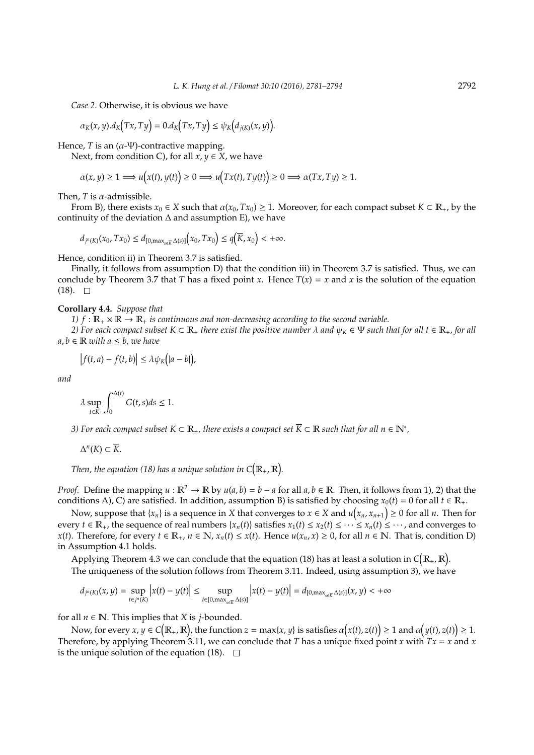*Case 2.* Otherwise, it is obvious we have

$$\alpha_K(x,y).d_K\Big(Tx,Ty\Big) = 0.d_K\Big(Tx,Ty\Big) \leq \psi_K\Big(d_{j(K)}(x,y)\Big).$$

Hence, $T$ is an ($\alpha$-$\Psi$)-contractive mapping.

Next, from condition C), for all $x, y \in X$, we have

$$\alpha(x,y) \geq 1 \Longrightarrow u\Big(x(t),y(t)\Big) \geq 0 \Longrightarrow u\Big(Tx(t),Ty(t)\Big) \geq 0 \Longrightarrow \alpha(Tx,Ty) \geq 1.$$

Then, $T$ is $\alpha$-admissible.

From B), there exists $x_0 \in X$ such that $\alpha(x_0, Tx_0) \geq 1$. Moreover, for each compact subset $K \subset \mathbb{R}_+$, by the continuity of the deviation $\Delta$ and assumption E), we have

$$d_{j^n(K)}(x_0,Tx_0) \leq d_{[0,\max_{s\in\overline{K}}\Delta(s)]}\Big(x_0,Tx_0\Big) \leq q\Big(\overline{K},x_0\Big) < +\infty.$$

Hence, condition ii) in Theorem 3.7 is satisfied.

Finally, it follows from assumption D) that the condition iii) in Theorem 3.7 is satisfied. Thus, we can conclude by Theorem 3.7 that $T$ has a fixed point $x$. Hence $T(x) = x$ and $x$ is the solution of the equation (18). □

**Corollary 4.4.** *Suppose that*

*1) $f : \mathbb{R}_+ \times \mathbb{R} \to \mathbb{R}_+$ is continuous and non-decreasing according to the second variable.*

*2) For each compact subset $K \subset \mathbb{R}_+$ there exist the positive number $\lambda$ and $\psi_K \in \Psi$ such that for all $t \in \mathbb{R}_+$, for all $a, b \in \mathbb{R}$ with $a \leq b$, we have*

$$\Big|f(t,a) - f(t,b)\Big| \leq \lambda\psi_K\Big(|a-b|\Big),$$

*and*

$$\lambda \sup_{t\in K} \int_0^{\Delta(t)} G(t,s)ds \leq 1.$$

*3) For each compact subset $K \subset \mathbb{R}_+$, there exists a compact set $\overline{K} \subset \mathbb{R}$ such that for all $n \in \mathbb{N}^*$,*

$$\Delta^n(K) \subset \overline{K}.$$

*Then, the equation (18) has a unique solution in $C\Big(\mathbb{R}_+,\mathbb{R}\Big)$.*

*Proof.* Define the mapping $u : \mathbb{R}^2 \to \mathbb{R}$ by $u(a,b) = b - a$ for all $a, b \in \mathbb{R}$. Then, it follows from 1), 2) that the conditions A), C) are satisfied. In addition, assumption B) is satisfied by choosing $x_0(t) = 0$ for all $t \in \mathbb{R}_+$.

Now, suppose that $\{x_n\}$ is a sequence in $X$ that converges to $x \in X$ and $u\Big(x_n, x_{n+1}\Big) \geq 0$ for all $n$. Then for every $t \in \mathbb{R}_+$, the sequence of real numbers $\{x_n(t)\}$ satisfies $x_1(t) \leq x_2(t) \leq \cdots \leq x_n(t) \leq \cdots$, and converges to $x(t)$. Therefore, for every $t \in \mathbb{R}_+$, $n \in \mathbb{N}$, $x_n(t) \leq x(t)$. Hence $u(x_n, x) \geq 0$, for all $n \in \mathbb{N}$. That is, condition D) in Assumption 4.1 holds.

Applying Theorem 4.3 we can conclude that the equation (18) has at least a solution in $C\Big(\mathbb{R}_+,\mathbb{R}\Big)$.

The uniqueness of the solution follows from Theorem 3.11. Indeed, using assumption 3), we have

$$d_{j^n(K)}(x,y) = \sup_{t\in j^n(K)} \Big|x(t) - y(t)\Big| \leq \sup_{t\in[0,\max_{s\in\overline{K}}\Delta(s)]} \Big|x(t) - y(t)\Big| = d_{[0,\max_{s\in\overline{K}}\Delta(s)]}(x,y) < +\infty$$

for all $n \in \mathbb{N}$. This implies that $X$ is $j$-bounded.

Now, for every $x, y \in C\Big(\mathbb{R}_+,\mathbb{R}\Big)$, the function $z = \max\{x,y\}$ is satisfies $\alpha\Big(x(t),z(t)\Big) \geq 1$ and $\alpha\Big(y(t),z(t)\Big) \geq 1$. Therefore, by applying Theorem 3.11, we can conclude that $T$ has a unique fixed point $x$ with $Tx = x$ and $x$ is the unique solution of the equation (18). □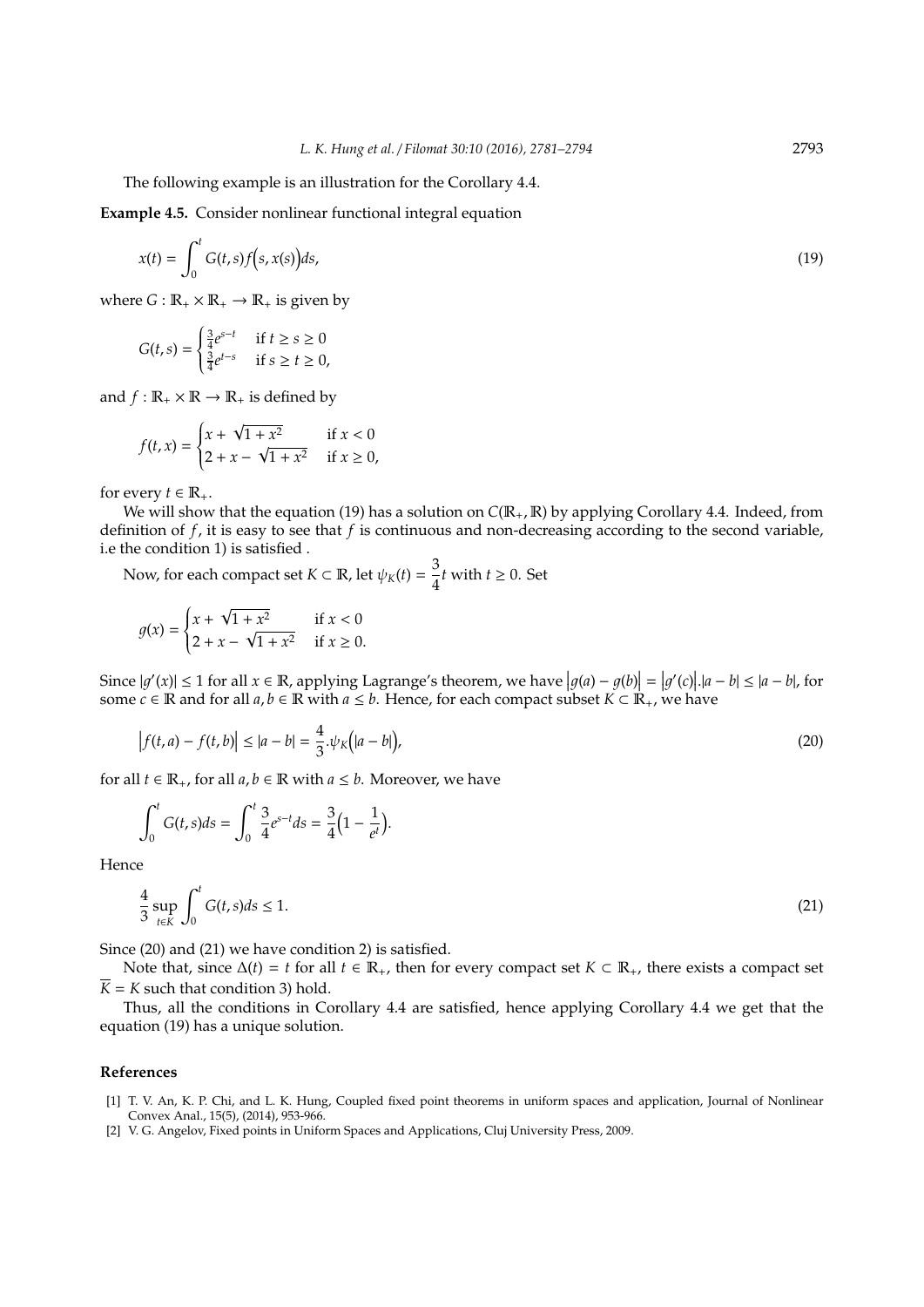The following example is an illustration for the Corollary 4.4.

**Example 4.5.** Consider nonlinear functional integral equation

$$x(t) = \int_0^t G(t,s) f\Big(s, x(s)\Big) ds, \tag{19}$$

where $G : \mathbb{R}_+ \times \mathbb{R}_+ \to \mathbb{R}_+$ is given by

$$G(t,s) = \begin{cases} \frac{3}{4} e^{s-t} & \text{if } t \geq s \geq 0 \\ \frac{3}{4} e^{t-s} & \text{if } s \geq t \geq 0, \end{cases}$$

and $f : \mathbb{R}_+ \times \mathbb{R} \to \mathbb{R}_+$ is defined by

$$f(t,x) = \begin{cases} x + \sqrt{1+x^2} & \text{if } x < 0 \\ 2 + x - \sqrt{1+x^2} & \text{if } x \geq 0, \end{cases}$$

for every $t \in \mathbb{R}_+$.

We will show that the equation (19) has a solution on $C(\mathbb{R}_+, \mathbb{R})$ by applying Corollary 4.4. Indeed, from definition of $f$, it is easy to see that $f$ is continuous and non-decreasing according to the second variable, i.e the condition 1) is satisfied .

Now, for each compact set $K \subset \mathbb{R}$, let $\psi_K(t) = \dfrac{3}{4} t$ with $t \geq 0$. Set

$$g(x) = \begin{cases} x + \sqrt{1+x^2} & \text{if } x < 0 \\ 2 + x - \sqrt{1+x^2} & \text{if } x \geq 0. \end{cases}$$

Since $|g'(x)| \leq 1$ for all $x \in \mathbb{R}$, applying Lagrange's theorem, we have $\big|g(a) - g(b)\big| = \big|g'(c)\big|.|a - b| \leq |a - b|$, for some $c \in \mathbb{R}$ and for all $a, b \in \mathbb{R}$ with $a \leq b$. Hence, for each compact subset $K \subset \mathbb{R}_+$, we have

$$\Big|f(t,a) - f(t,b)\Big| \leq |a - b| = \frac{4}{3}.\psi_K\Big(|a - b|\Big), \tag{20}$$

for all $t \in \mathbb{R}_+$, for all $a, b \in \mathbb{R}$ with $a \leq b$. Moreover, we have

$$\int_0^t G(t,s) ds = \int_0^t \frac{3}{4} e^{s-t} ds = \frac{3}{4}\Big(1 - \frac{1}{e^t}\Big).$$

Hence

$$\frac{4}{3} \sup_{t \in K} \int_0^t G(t,s) ds \leq 1. \tag{21}$$

Since (20) and (21) we have condition 2) is satisfied.

Note that, since $\Delta(t) = t$ for all $t \in \mathbb{R}_+$, then for every compact set $K \subset \mathbb{R}_+$, there exists a compact set $\overline{K} = K$ such that condition 3) hold.

Thus, all the conditions in Corollary 4.4 are satisfied, hence applying Corollary 4.4 we get that the equation (19) has a unique solution.

## References

[1] T. V. An, K. P. Chi, and L. K. Hung, Coupled fixed point theorems in uniform spaces and application, Journal of Nonlinear Convex Anal., 15(5), (2014), 953-966.

[2] V. G. Angelov, Fixed points in Uniform Spaces and Applications, Cluj University Press, 2009.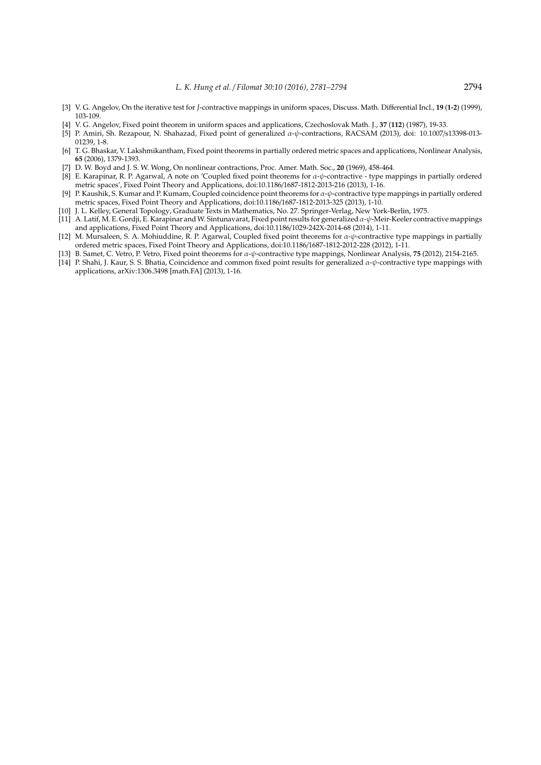[3] V. G. Angelov, On the iterative test for $J$-contractive mappings in uniform spaces, Discuss. Math. Differential Incl., **19** (**1-2**) (1999), 103-109.

[4] V. G. Angelov, Fixed point theorem in uniform spaces and applications, Czechoslovak Math. J., **37** (**112**) (1987), 19-33.

[5] P. Amiri, Sh. Rezapour, N. Shahazad, Fixed point of generalized $\alpha$-$\psi$-contractions, RACSAM (2013), doi: 10.1007/s13398-013-01239, 1-8.

[6] T. G. Bhaskar, V. Lakshmikantham, Fixed point theorems in partially ordered metric spaces and applications, Nonlinear Analysis, **65** (2006), 1379-1393.

[7] D. W. Boyd and J. S. W. Wong, On nonlinear contractions, Proc. Amer. Math. Soc., **20** (1969), 458-464.

[8] E. Karapinar, R. P. Agarwal, A note on 'Coupled fixed point theorems for $\alpha$-$\psi$-contractive - type mappings in partially ordered metric spaces', Fixed Point Theory and Applications, doi:10.1186/1687-1812-2013-216 (2013), 1-16.

[9] P. Kaushik, S. Kumar and P. Kumam, Coupled coincidence point theorems for $\alpha$-$\psi$-contractive type mappings in partially ordered metric spaces, Fixed Point Theory and Applications, doi:10.1186/1687-1812-2013-325 (2013), 1-10.

[10] J. L. Kelley, General Topology, Graduate Texts in Mathematics, No. 27. Springer-Verlag, New York-Berlin, 1975.

[11] A. Latif, M. E. Gordji, E. Karapinar and W. Sintunavarat, Fixed point results for generalized $\alpha$-$\psi$-Meir-Keeler contractive mappings and applications, Fixed Point Theory and Applications, doi:10.1186/1029-242X-2014-68 (2014), 1-11.

[12] M. Mursaleen, S. A. Mohiuddine, R. P. Agarwal, Coupled fixed point theorems for $\alpha$-$\psi$-contractive type mappings in partially ordered metric spaces, Fixed Point Theory and Applications, doi:10.1186/1687-1812-2012-228 (2012), 1-11.

[13] B. Samet, C. Vetro, P. Vetro, Fixed point theorems for $\alpha$-$\psi$-contractive type mappings, Nonlinear Analysis, **75** (2012), 2154-2165.

[14] P. Shahi, J. Kaur, S. S. Bhatia, Coincidence and common fixed point results for generalized $\alpha$-$\psi$-contractive type mappings with applications, arXiv:1306.3498 [math.FA] (2013), 1-16.